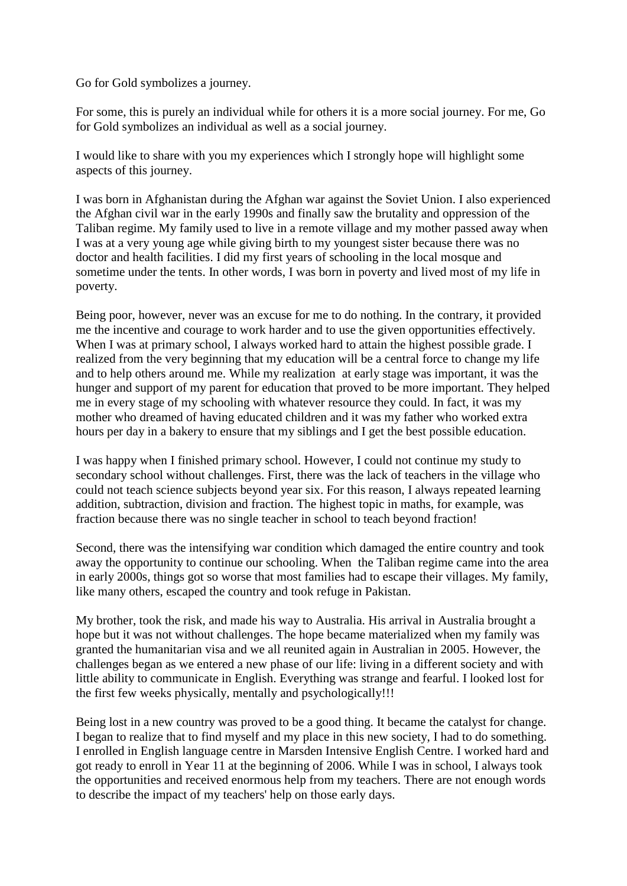Go for Gold symbolizes a journey.

For some, this is purely an individual while for others it is a more social journey. For me, Go for Gold symbolizes an individual as well as a social journey.

I would like to share with you my experiences which I strongly hope will highlight some aspects of this journey.

I was born in Afghanistan during the Afghan war against the Soviet Union. I also experienced the Afghan civil war in the early 1990s and finally saw the brutality and oppression of the Taliban regime. My family used to live in a remote village and my mother passed away when I was at a very young age while giving birth to my youngest sister because there was no doctor and health facilities. I did my first years of schooling in the local mosque and sometime under the tents. In other words, I was born in poverty and lived most of my life in poverty.

Being poor, however, never was an excuse for me to do nothing. In the contrary, it provided me the incentive and courage to work harder and to use the given opportunities effectively. When I was at primary school, I always worked hard to attain the highest possible grade. I realized from the very beginning that my education will be a central force to change my life and to help others around me. While my realization at early stage was important, it was the hunger and support of my parent for education that proved to be more important. They helped me in every stage of my schooling with whatever resource they could. In fact, it was my mother who dreamed of having educated children and it was my father who worked extra hours per day in a bakery to ensure that my siblings and I get the best possible education.

I was happy when I finished primary school. However, I could not continue my study to secondary school without challenges. First, there was the lack of teachers in the village who could not teach science subjects beyond year six. For this reason, I always repeated learning addition, subtraction, division and fraction. The highest topic in maths, for example, was fraction because there was no single teacher in school to teach beyond fraction!

Second, there was the intensifying war condition which damaged the entire country and took away the opportunity to continue our schooling. When the Taliban regime came into the area in early 2000s, things got so worse that most families had to escape their villages. My family, like many others, escaped the country and took refuge in Pakistan.

My brother, took the risk, and made his way to Australia. His arrival in Australia brought a hope but it was not without challenges. The hope became materialized when my family was granted the humanitarian visa and we all reunited again in Australian in 2005. However, the challenges began as we entered a new phase of our life: living in a different society and with little ability to communicate in English. Everything was strange and fearful. I looked lost for the first few weeks physically, mentally and psychologically!!!

Being lost in a new country was proved to be a good thing. It became the catalyst for change. I began to realize that to find myself and my place in this new society, I had to do something. I enrolled in English language centre in Marsden Intensive English Centre. I worked hard and got ready to enroll in Year 11 at the beginning of 2006. While I was in school, I always took the opportunities and received enormous help from my teachers. There are not enough words to describe the impact of my teachers' help on those early days.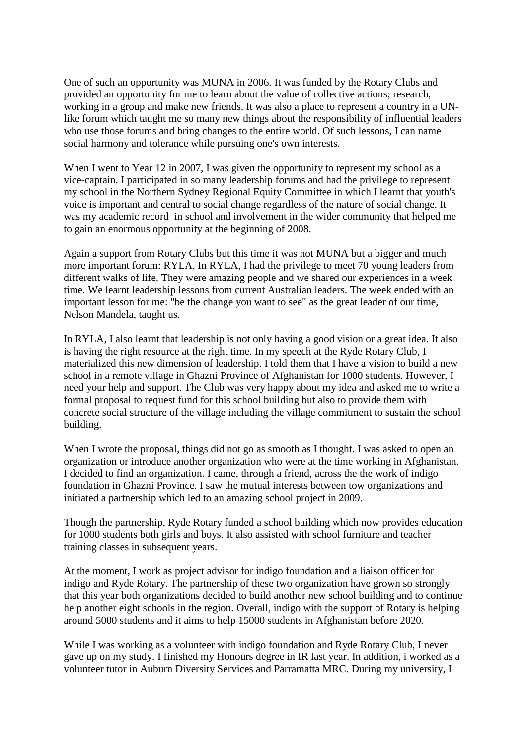One of such an opportunity was MUNA in 2006. It was funded by the Rotary Clubs and provided an opportunity for me to learn about the value of collective actions; research, working in a group and make new friends. It was also a place to represent a country in a UN-like forum which taught me so many new things about the responsibility of influential leaders who use those forums and bring changes to the entire world. Of such lessons, I can name social harmony and tolerance while pursuing one's own interests.

When I went to Year 12 in 2007, I was given the opportunity to represent my school as a vice-captain. I participated in so many leadership forums and had the privilege to represent my school in the Northern Sydney Regional Equity Committee in which I learnt that youth's voice is important and central to social change regardless of the nature of social change. It was my academic record in school and involvement in the wider community that helped me to gain an enormous opportunity at the beginning of 2008.

Again a support from Rotary Clubs but this time it was not MUNA but a bigger and much more important forum: RYLA. In RYLA, I had the privilege to meet 70 young leaders from different walks of life. They were amazing people and we shared our experiences in a week time. We learnt leadership lessons from current Australian leaders. The week ended with an important lesson for me: "be the change you want to see" as the great leader of our time, Nelson Mandela, taught us.

In RYLA, I also learnt that leadership is not only having a good vision or a great idea. It also is having the right resource at the right time. In my speech at the Ryde Rotary Club, I materialized this new dimension of leadership. I told them that I have a vision to build a new school in a remote village in Ghazni Province of Afghanistan for 1000 students. However, I need your help and support. The Club was very happy about my idea and asked me to write a formal proposal to request fund for this school building but also to provide them with concrete social structure of the village including the village commitment to sustain the school building.

When I wrote the proposal, things did not go as smooth as I thought. I was asked to open an organization or introduce another organization who were at the time working in Afghanistan. I decided to find an organization. I came, through a friend, across the the work of indigo foundation in Ghazni Province. I saw the mutual interests between tow organizations and initiated a partnership which led to an amazing school project in 2009.

Though the partnership, Ryde Rotary funded a school building which now provides education for 1000 students both girls and boys. It also assisted with school furniture and teacher training classes in subsequent years.

At the moment, I work as project advisor for indigo foundation and a liaison officer for indigo and Ryde Rotary. The partnership of these two organization have grown so strongly that this year both organizations decided to build another new school building and to continue help another eight schools in the region. Overall, indigo with the support of Rotary is helping around 5000 students and it aims to help 15000 students in Afghanistan before 2020.

While I was working as a volunteer with indigo foundation and Ryde Rotary Club, I never gave up on my study. I finished my Honours degree in IR last year. In addition, i worked as a volunteer tutor in Auburn Diversity Services and Parramatta MRC. During my university, I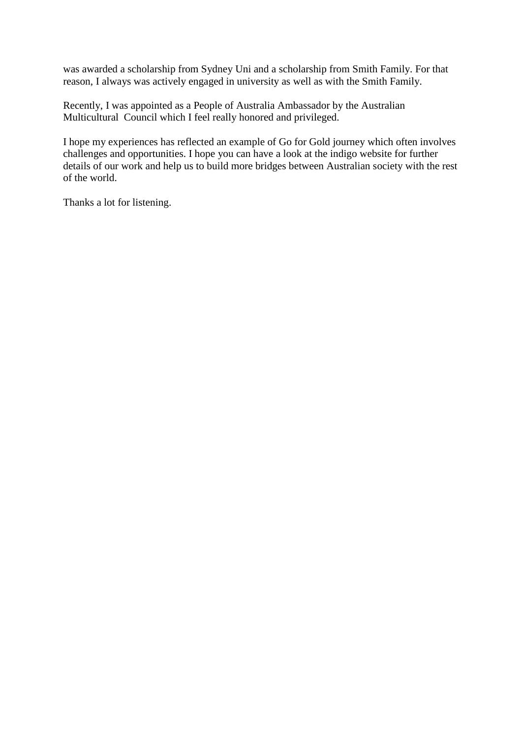was awarded a scholarship from Sydney Uni and a scholarship from Smith Family. For that reason, I always was actively engaged in university as well as with the Smith Family.

Recently, I was appointed as a People of Australia Ambassador by the Australian Multicultural Council which I feel really honored and privileged.

I hope my experiences has reflected an example of Go for Gold journey which often involves challenges and opportunities. I hope you can have a look at the indigo website for further details of our work and help us to build more bridges between Australian society with the rest of the world.

Thanks a lot for listening.